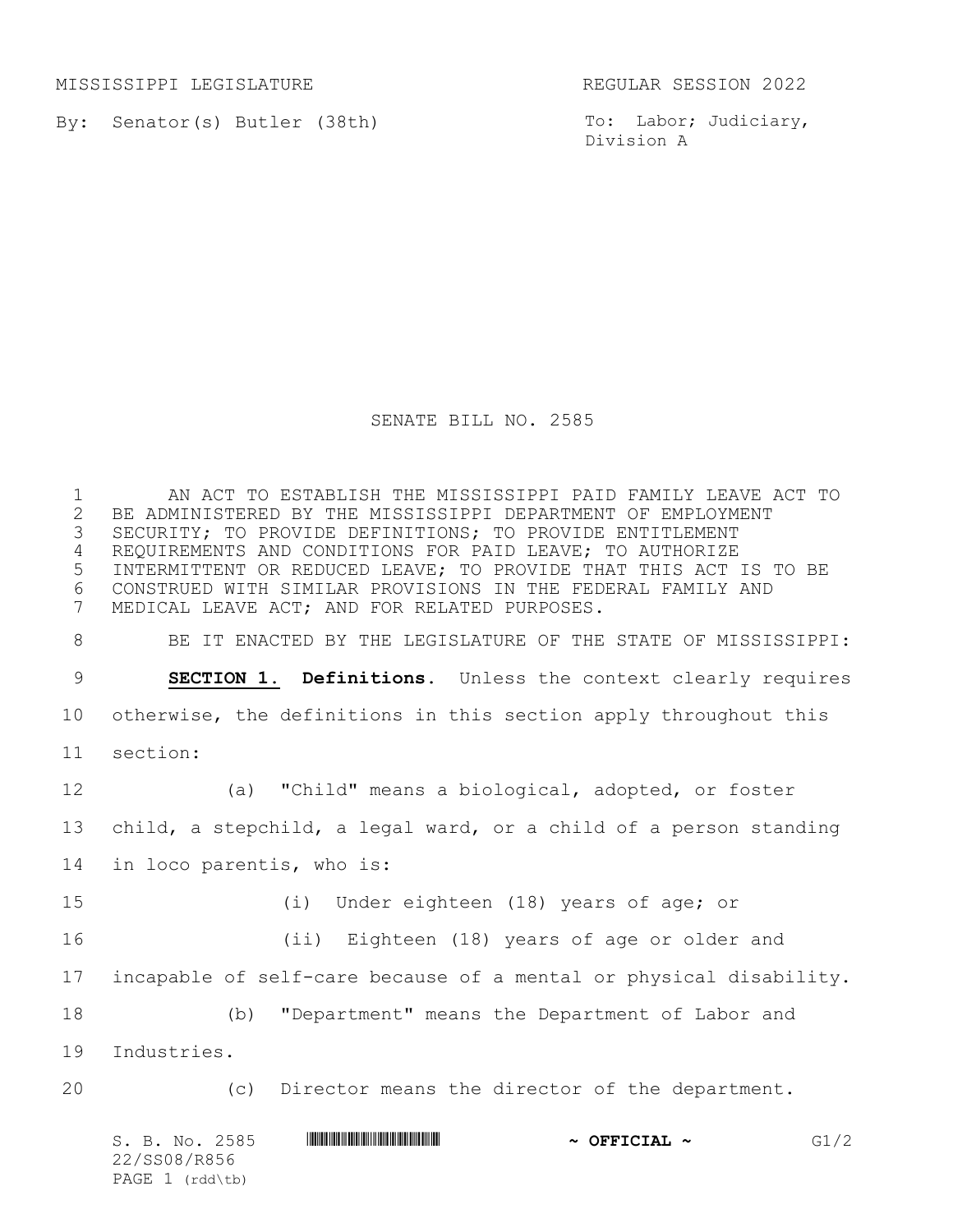MISSISSIPPI LEGISLATURE REGULAR SESSION 2022

By: Senator(s) Butler (38th)

To: Labor; Judiciary, Division A

# SENATE BILL NO. 2585

AN ACT TO ESTABLISH THE MISSISSIPPI PAID FAMILY LEAVE ACT TO BE ADMINISTERED BY THE MISSISSIPPI DEPARTMENT OF EMPLOYMENT SECURITY; TO PROVIDE DEFINITIONS; TO PROVIDE ENTITLEMENT REQUIREMENTS AND CONDITIONS FOR PAID LEAVE; TO AUTHORIZE INTERMITTENT OR REDUCED LEAVE; TO PROVIDE THAT THIS ACT IS TO BE CONSTRUED WITH SIMILAR PROVISIONS IN THE FEDERAL FAMILY AND MEDICAL LEAVE ACT; AND FOR RELATED PURPOSES.

BE IT ENACTED BY THE LEGISLATURE OF THE STATE OF MISSISSIPPI:

**SECTION 1. Definitions.** Unless the context clearly requires otherwise, the definitions in this section apply throughout this section:

(a) "Child" means a biological, adopted, or foster child, a stepchild, a legal ward, or a child of a person standing in loco parentis, who is:

(i) Under eighteen (18) years of age; or

(ii) Eighteen (18) years of age or older and incapable of self-care because of a mental or physical disability.

(b) "Department" means the Department of Labor and Industries.

(c) Director means the director of the department.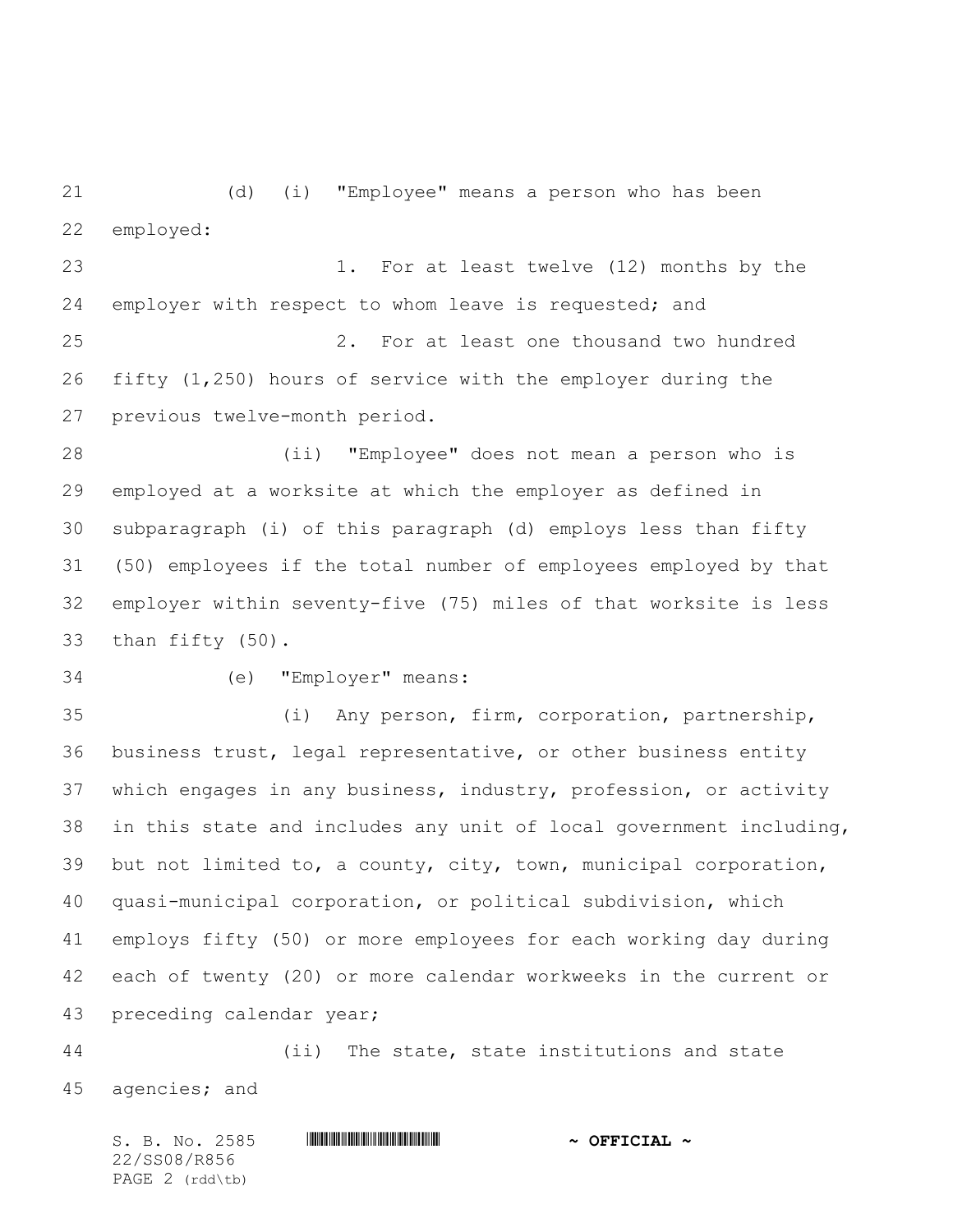(d) (i) "Employee" means a person who has been employed:

1. For at least twelve (12) months by the employer with respect to whom leave is requested; and

2. For at least one thousand two hundred fifty (1,250) hours of service with the employer during the previous twelve-month period.

(ii) "Employee" does not mean a person who is employed at a worksite at which the employer as defined in subparagraph (i) of this paragraph (d) employs less than fifty (50) employees if the total number of employees employed by that employer within seventy-five (75) miles of that worksite is less than fifty (50).

(e) "Employer" means:

(i) Any person, firm, corporation, partnership, business trust, legal representative, or other business entity which engages in any business, industry, profession, or activity in this state and includes any unit of local government including, but not limited to, a county, city, town, municipal corporation, quasi-municipal corporation, or political subdivision, which employs fifty (50) or more employees for each working day during each of twenty (20) or more calendar workweeks in the current or preceding calendar year;

(ii) The state, state institutions and state agencies; and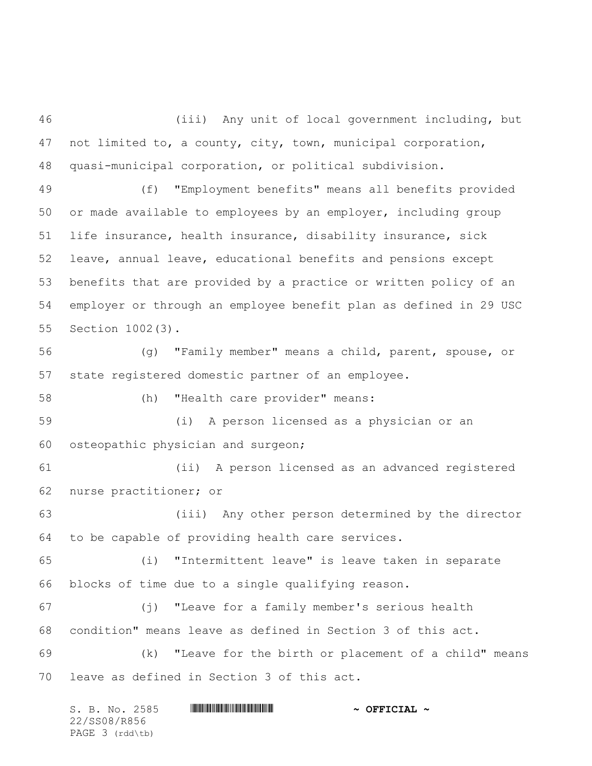(iii) Any unit of local government including, but not limited to, a county, city, town, municipal corporation, quasi-municipal corporation, or political subdivision.

(f) "Employment benefits" means all benefits provided or made available to employees by an employer, including group life insurance, health insurance, disability insurance, sick leave, annual leave, educational benefits and pensions except benefits that are provided by a practice or written policy of an employer or through an employee benefit plan as defined in 29 USC Section 1002(3).

(g) "Family member" means a child, parent, spouse, or state registered domestic partner of an employee.

(h) "Health care provider" means:

(i) A person licensed as a physician or an osteopathic physician and surgeon;

(ii) A person licensed as an advanced registered nurse practitioner; or

(iii) Any other person determined by the director to be capable of providing health care services.

(i) "Intermittent leave" is leave taken in separate blocks of time due to a single qualifying reason.

(j) "Leave for a family member's serious health condition" means leave as defined in Section 3 of this act.

(k) "Leave for the birth or placement of a child" means leave as defined in Section 3 of this act.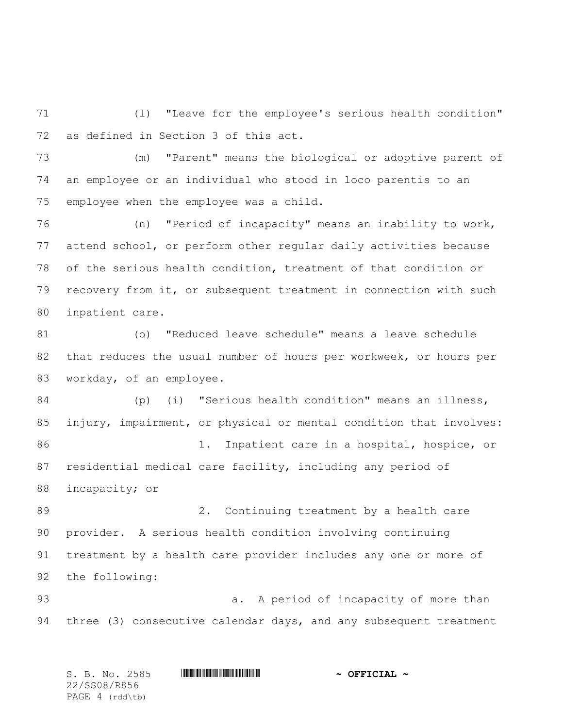(l) "Leave for the employee's serious health condition" as defined in Section 3 of this act.

(m) "Parent" means the biological or adoptive parent of an employee or an individual who stood in loco parentis to an employee when the employee was a child.

(n) "Period of incapacity" means an inability to work, attend school, or perform other regular daily activities because of the serious health condition, treatment of that condition or recovery from it, or subsequent treatment in connection with such inpatient care.

(o) "Reduced leave schedule" means a leave schedule that reduces the usual number of hours per workweek, or hours per workday, of an employee.

(p) (i) "Serious health condition" means an illness, injury, impairment, or physical or mental condition that involves:

1. Inpatient care in a hospital, hospice, or residential medical care facility, including any period of incapacity; or

2. Continuing treatment by a health care provider. A serious health condition involving continuing treatment by a health care provider includes any one or more of the following:

a. A period of incapacity of more than three (3) consecutive calendar days, and any subsequent treatment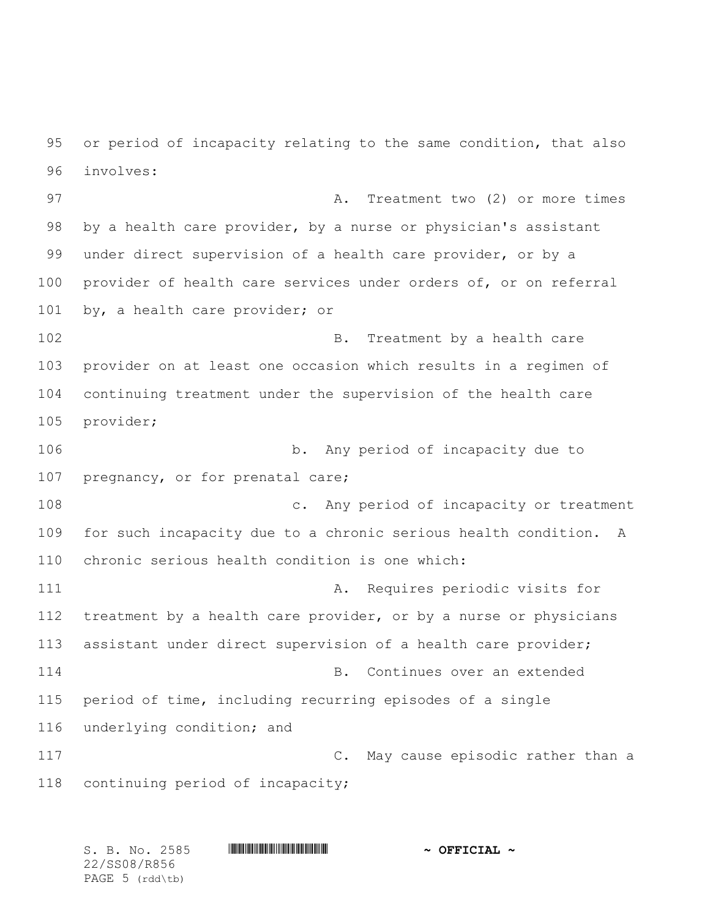or period of incapacity relating to the same condition, that also involves:

A. Treatment two (2) or more times by a health care provider, by a nurse or physician's assistant under direct supervision of a health care provider, or by a provider of health care services under orders of, or on referral by, a health care provider; or

B. Treatment by a health care provider on at least one occasion which results in a regimen of continuing treatment under the supervision of the health care provider;

b. Any period of incapacity due to pregnancy, or for prenatal care;

c. Any period of incapacity or treatment for such incapacity due to a chronic serious health condition. A chronic serious health condition is one which:

A. Requires periodic visits for treatment by a health care provider, or by a nurse or physicians assistant under direct supervision of a health care provider;

B. Continues over an extended period of time, including recurring episodes of a single underlying condition; and

C. May cause episodic rather than a continuing period of incapacity;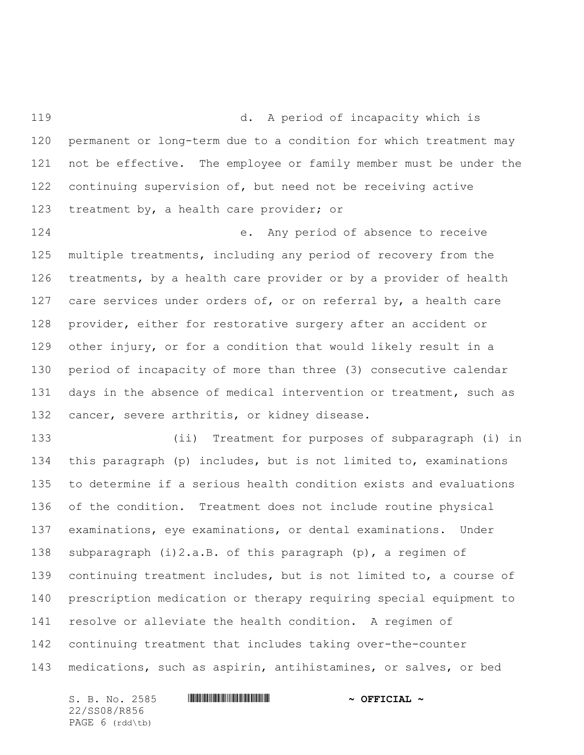d. A period of incapacity which is permanent or long-term due to a condition for which treatment may not be effective. The employee or family member must be under the continuing supervision of, but need not be receiving active treatment by, a health care provider; or

e. Any period of absence to receive multiple treatments, including any period of recovery from the treatments, by a health care provider or by a provider of health care services under orders of, or on referral by, a health care provider, either for restorative surgery after an accident or other injury, or for a condition that would likely result in a period of incapacity of more than three (3) consecutive calendar days in the absence of medical intervention or treatment, such as cancer, severe arthritis, or kidney disease.

(ii) Treatment for purposes of subparagraph (i) in this paragraph (p) includes, but is not limited to, examinations to determine if a serious health condition exists and evaluations of the condition. Treatment does not include routine physical examinations, eye examinations, or dental examinations. Under subparagraph (i)2.a.B. of this paragraph (p), a regimen of continuing treatment includes, but is not limited to, a course of prescription medication or therapy requiring special equipment to resolve or alleviate the health condition. A regimen of continuing treatment that includes taking over-the-counter medications, such as aspirin, antihistamines, or salves, or bed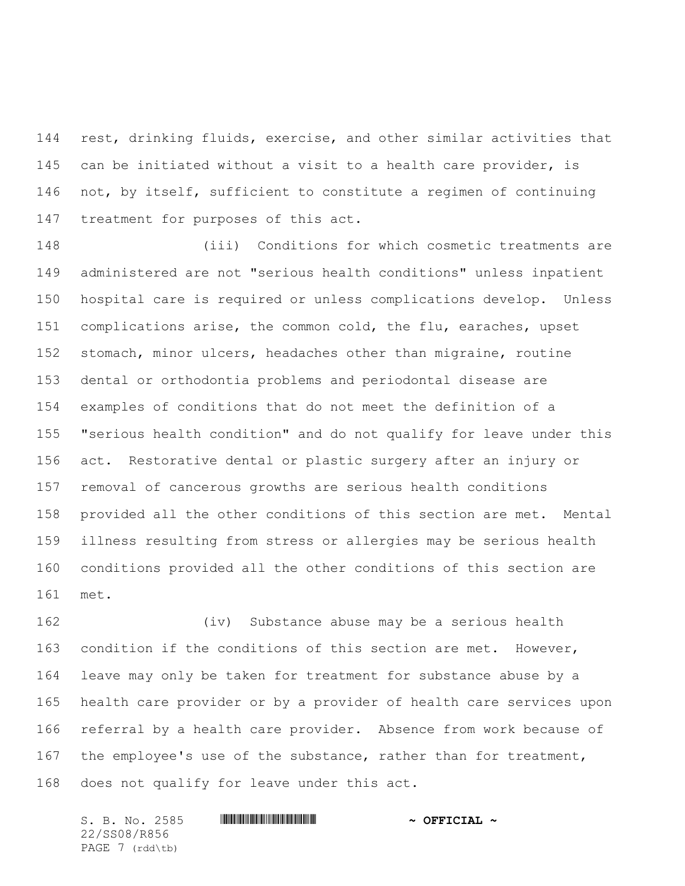rest, drinking fluids, exercise, and other similar activities that can be initiated without a visit to a health care provider, is not, by itself, sufficient to constitute a regimen of continuing treatment for purposes of this act.

(iii) Conditions for which cosmetic treatments are administered are not "serious health conditions" unless inpatient hospital care is required or unless complications develop. Unless complications arise, the common cold, the flu, earaches, upset stomach, minor ulcers, headaches other than migraine, routine dental or orthodontia problems and periodontal disease are examples of conditions that do not meet the definition of a "serious health condition" and do not qualify for leave under this act. Restorative dental or plastic surgery after an injury or removal of cancerous growths are serious health conditions provided all the other conditions of this section are met. Mental illness resulting from stress or allergies may be serious health conditions provided all the other conditions of this section are met.

(iv) Substance abuse may be a serious health condition if the conditions of this section are met. However, leave may only be taken for treatment for substance abuse by a health care provider or by a provider of health care services upon referral by a health care provider. Absence from work because of the employee's use of the substance, rather than for treatment, does not qualify for leave under this act.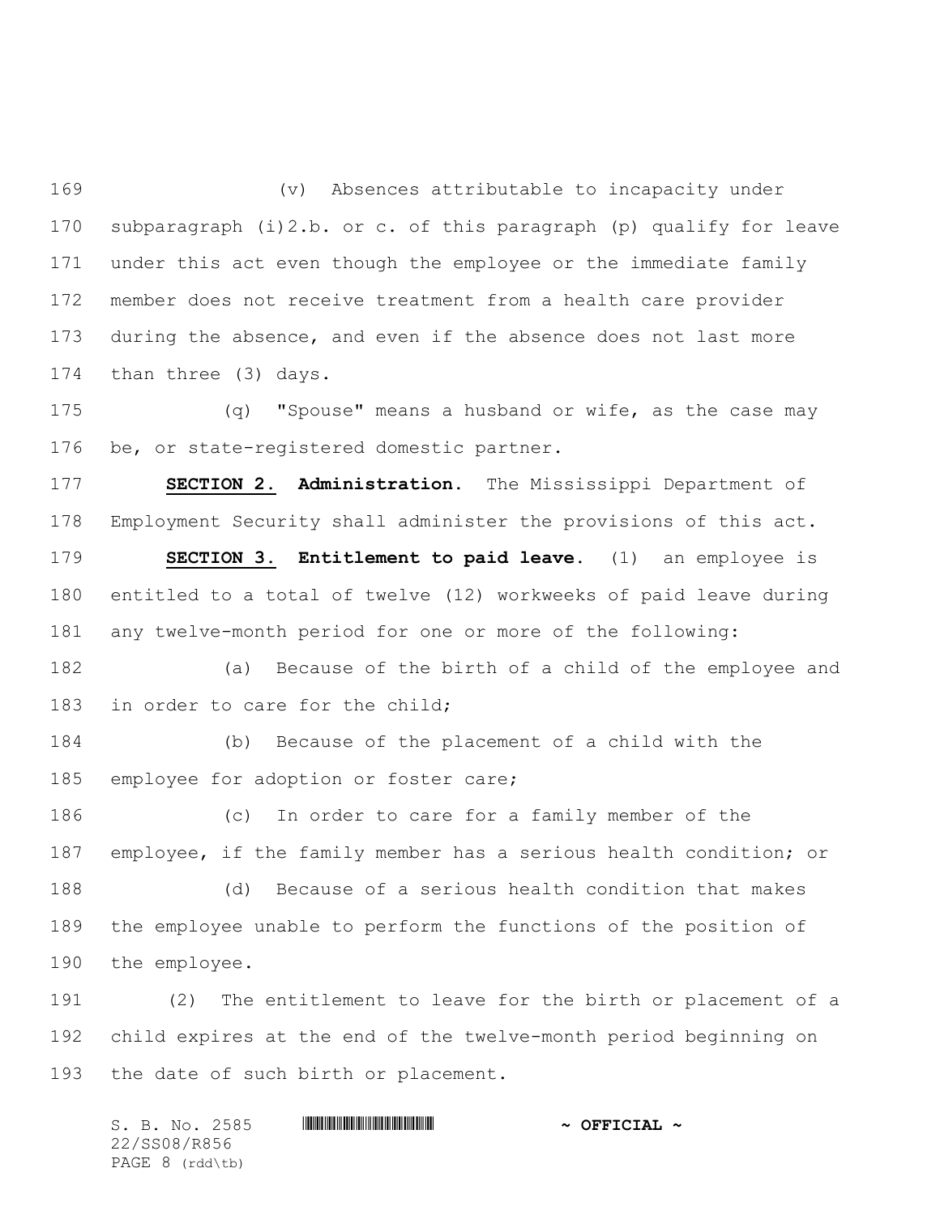(v) Absences attributable to incapacity under subparagraph (i)2.b. or c. of this paragraph (p) qualify for leave under this act even though the employee or the immediate family member does not receive treatment from a health care provider during the absence, and even if the absence does not last more than three (3) days.

(q) "Spouse" means a husband or wife, as the case may be, or state-registered domestic partner.

**SECTION 2. Administration.** The Mississippi Department of Employment Security shall administer the provisions of this act.

**SECTION 3. Entitlement to paid leave.** (1) an employee is entitled to a total of twelve (12) workweeks of paid leave during any twelve-month period for one or more of the following:

(a) Because of the birth of a child of the employee and in order to care for the child;

(b) Because of the placement of a child with the employee for adoption or foster care;

(c) In order to care for a family member of the employee, if the family member has a serious health condition; or

(d) Because of a serious health condition that makes the employee unable to perform the functions of the position of the employee.

(2) The entitlement to leave for the birth or placement of a child expires at the end of the twelve-month period beginning on the date of such birth or placement.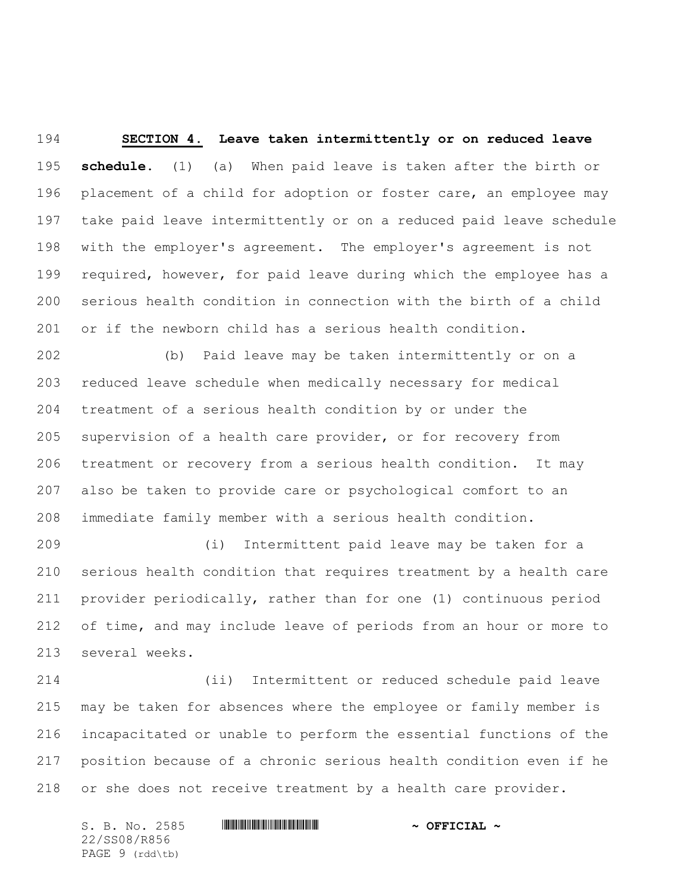**SECTION 4.** **Leave taken intermittently or on reduced leave schedule.** (1) (a) When paid leave is taken after the birth or placement of a child for adoption or foster care, an employee may take paid leave intermittently or on a reduced paid leave schedule with the employer's agreement. The employer's agreement is not required, however, for paid leave during which the employee has a serious health condition in connection with the birth of a child or if the newborn child has a serious health condition.

(b) Paid leave may be taken intermittently or on a reduced leave schedule when medically necessary for medical treatment of a serious health condition by or under the supervision of a health care provider, or for recovery from treatment or recovery from a serious health condition. It may also be taken to provide care or psychological comfort to an immediate family member with a serious health condition.

(i) Intermittent paid leave may be taken for a serious health condition that requires treatment by a health care provider periodically, rather than for one (1) continuous period of time, and may include leave of periods from an hour or more to several weeks.

(ii) Intermittent or reduced schedule paid leave may be taken for absences where the employee or family member is incapacitated or unable to perform the essential functions of the position because of a chronic serious health condition even if he or she does not receive treatment by a health care provider.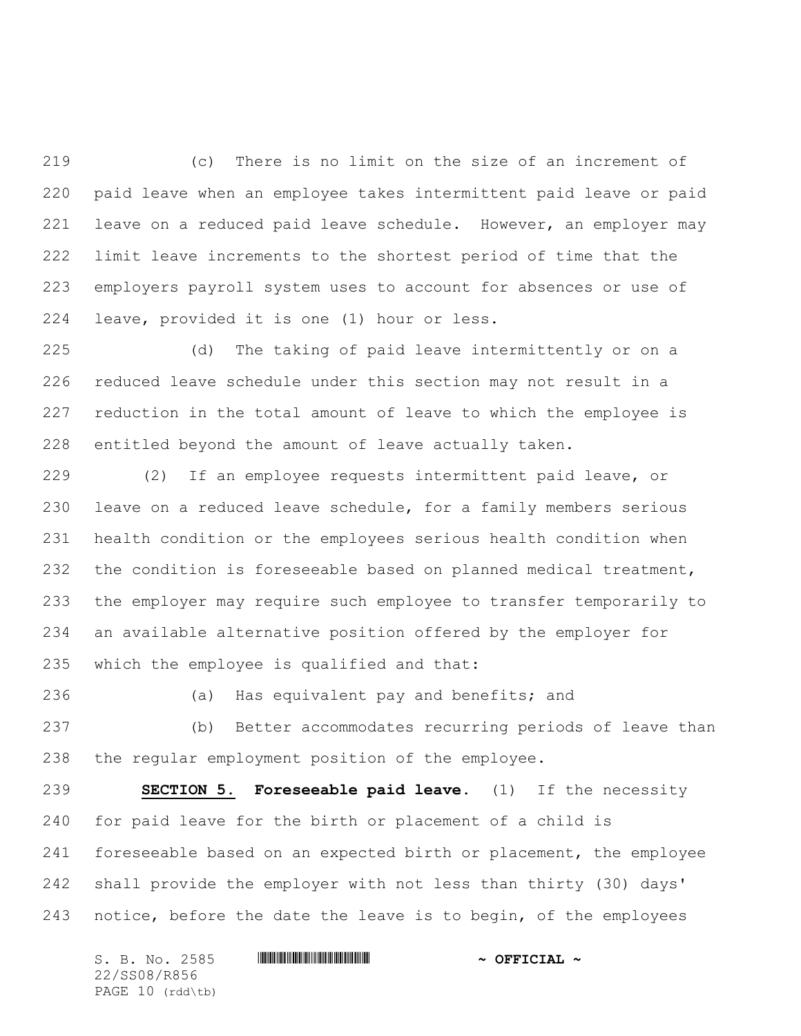(c) There is no limit on the size of an increment of paid leave when an employee takes intermittent paid leave or paid leave on a reduced paid leave schedule. However, an employer may limit leave increments to the shortest period of time that the employers payroll system uses to account for absences or use of leave, provided it is one (1) hour or less.

(d) The taking of paid leave intermittently or on a reduced leave schedule under this section may not result in a reduction in the total amount of leave to which the employee is entitled beyond the amount of leave actually taken.

(2) If an employee requests intermittent paid leave, or leave on a reduced leave schedule, for a family members serious health condition or the employees serious health condition when the condition is foreseeable based on planned medical treatment, the employer may require such employee to transfer temporarily to an available alternative position offered by the employer for which the employee is qualified and that:

(a) Has equivalent pay and benefits; and

(b) Better accommodates recurring periods of leave than the regular employment position of the employee.

**SECTION 5.** **Foreseeable paid leave.** (1) If the necessity for paid leave for the birth or placement of a child is foreseeable based on an expected birth or placement, the employee shall provide the employer with not less than thirty (30) days' notice, before the date the leave is to begin, of the employees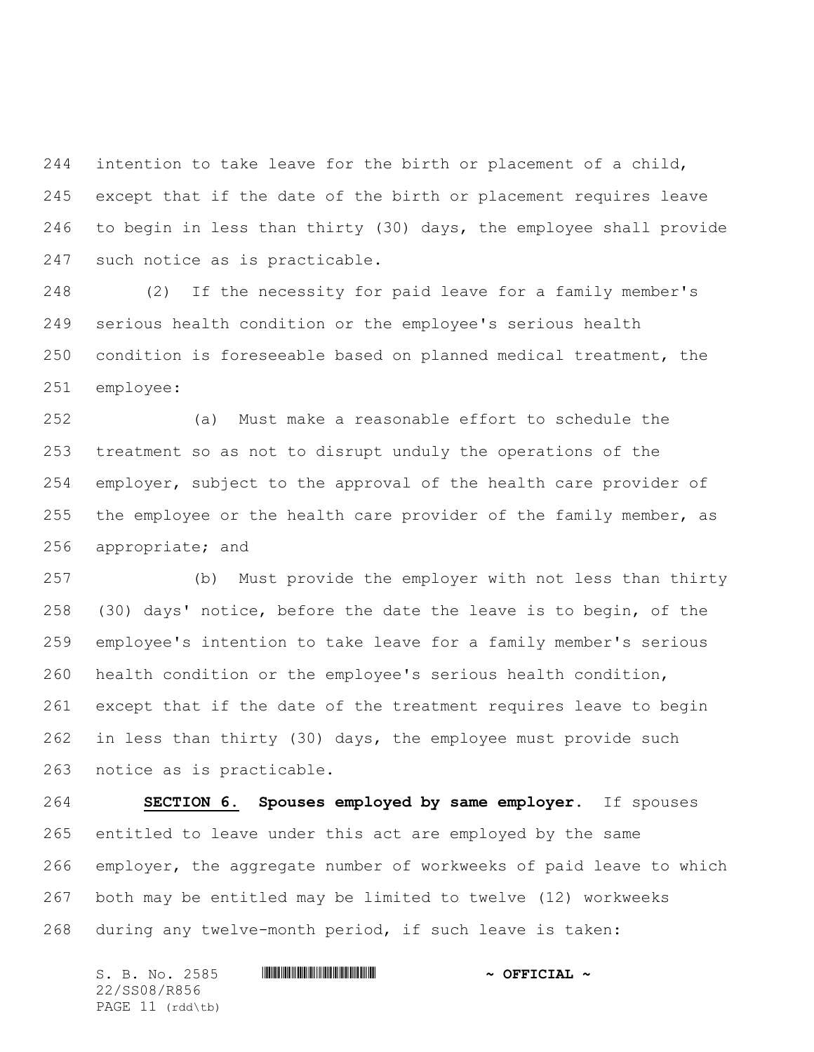intention to take leave for the birth or placement of a child, except that if the date of the birth or placement requires leave to begin in less than thirty (30) days, the employee shall provide such notice as is practicable.

(2) If the necessity for paid leave for a family member's serious health condition or the employee's serious health condition is foreseeable based on planned medical treatment, the employee:

(a) Must make a reasonable effort to schedule the treatment so as not to disrupt unduly the operations of the employer, subject to the approval of the health care provider of the employee or the health care provider of the family member, as appropriate; and

(b) Must provide the employer with not less than thirty (30) days' notice, before the date the leave is to begin, of the employee's intention to take leave for a family member's serious health condition or the employee's serious health condition, except that if the date of the treatment requires leave to begin in less than thirty (30) days, the employee must provide such notice as is practicable.

**SECTION 6.** **Spouses employed by same employer.** If spouses entitled to leave under this act are employed by the same employer, the aggregate number of workweeks of paid leave to which both may be entitled may be limited to twelve (12) workweeks during any twelve-month period, if such leave is taken: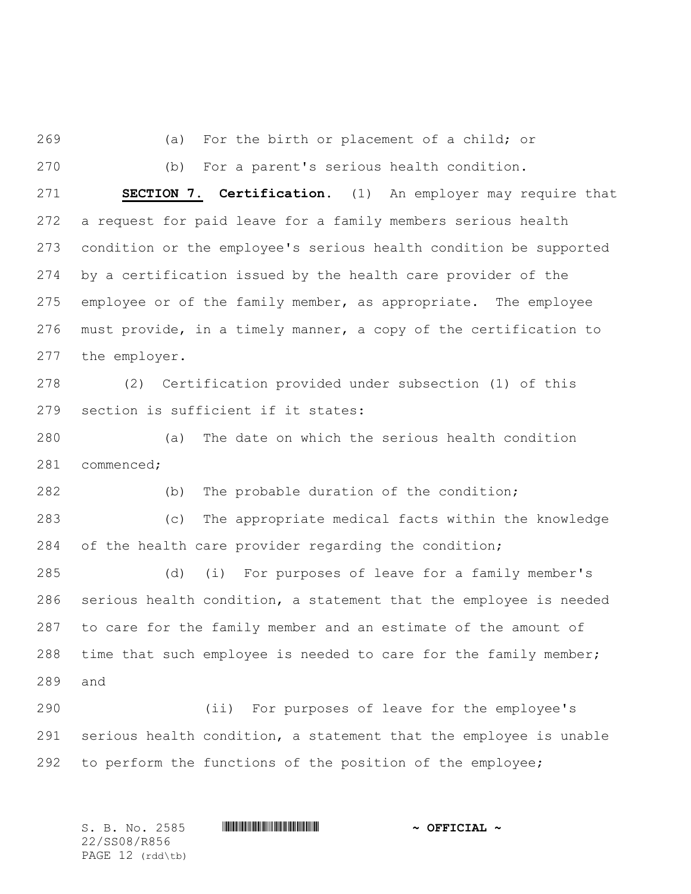(a) For the birth or placement of a child; or

(b) For a parent's serious health condition.

**SECTION 7. Certification.** (1) An employer may require that a request for paid leave for a family members serious health condition or the employee's serious health condition be supported by a certification issued by the health care provider of the employee or of the family member, as appropriate. The employee must provide, in a timely manner, a copy of the certification to the employer.

(2) Certification provided under subsection (1) of this section is sufficient if it states:

(a) The date on which the serious health condition commenced;

(b) The probable duration of the condition;

(c) The appropriate medical facts within the knowledge of the health care provider regarding the condition;

(d) (i) For purposes of leave for a family member's serious health condition, a statement that the employee is needed to care for the family member and an estimate of the amount of time that such employee is needed to care for the family member; and

(ii) For purposes of leave for the employee's serious health condition, a statement that the employee is unable to perform the functions of the position of the employee;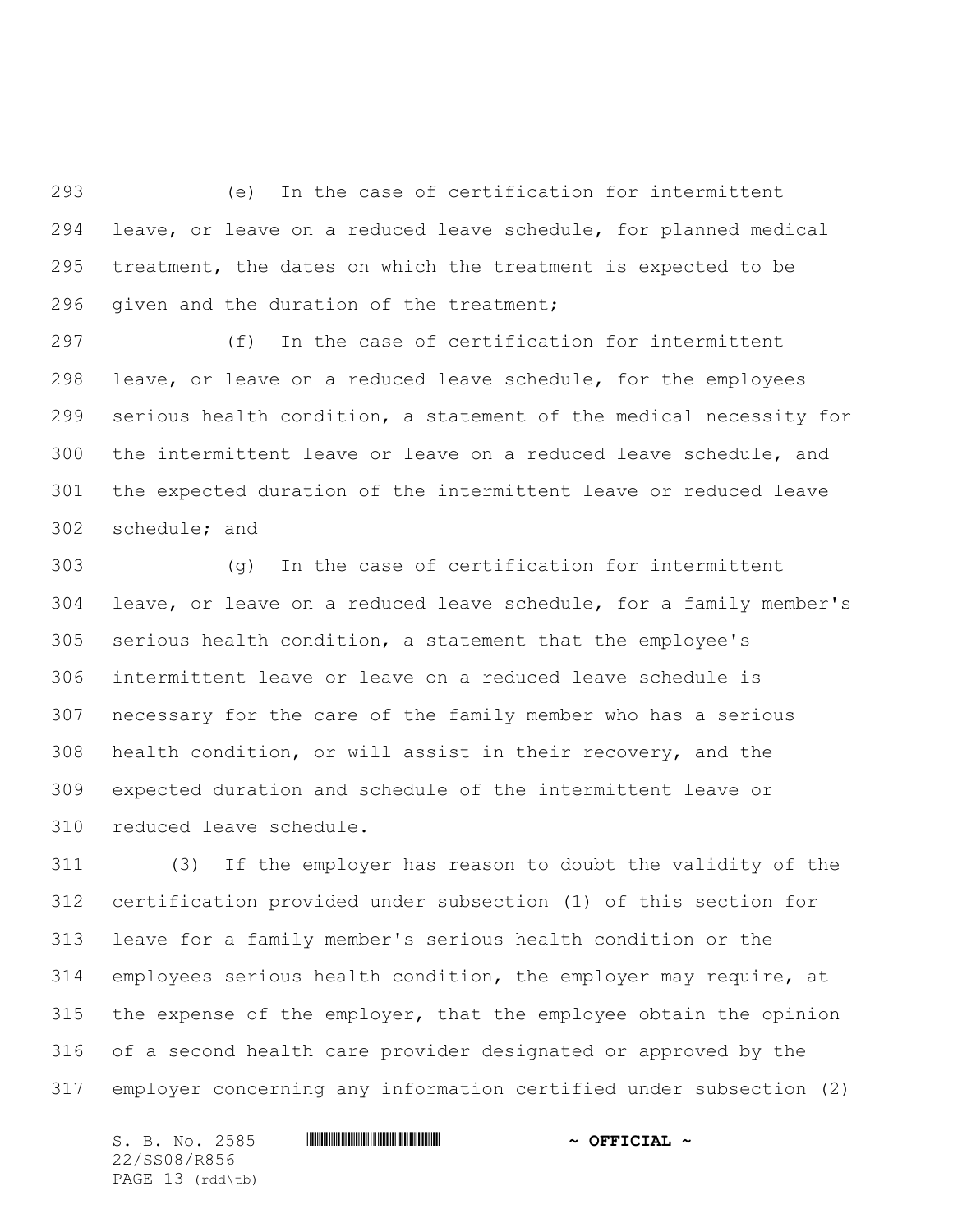(e) In the case of certification for intermittent leave, or leave on a reduced leave schedule, for planned medical treatment, the dates on which the treatment is expected to be given and the duration of the treatment;

(f) In the case of certification for intermittent leave, or leave on a reduced leave schedule, for the employees serious health condition, a statement of the medical necessity for the intermittent leave or leave on a reduced leave schedule, and the expected duration of the intermittent leave or reduced leave schedule; and

(g) In the case of certification for intermittent leave, or leave on a reduced leave schedule, for a family member's serious health condition, a statement that the employee's intermittent leave or leave on a reduced leave schedule is necessary for the care of the family member who has a serious health condition, or will assist in their recovery, and the expected duration and schedule of the intermittent leave or reduced leave schedule.

(3) If the employer has reason to doubt the validity of the certification provided under subsection (1) of this section for leave for a family member's serious health condition or the employees serious health condition, the employer may require, at the expense of the employer, that the employee obtain the opinion of a second health care provider designated or approved by the employer concerning any information certified under subsection (2)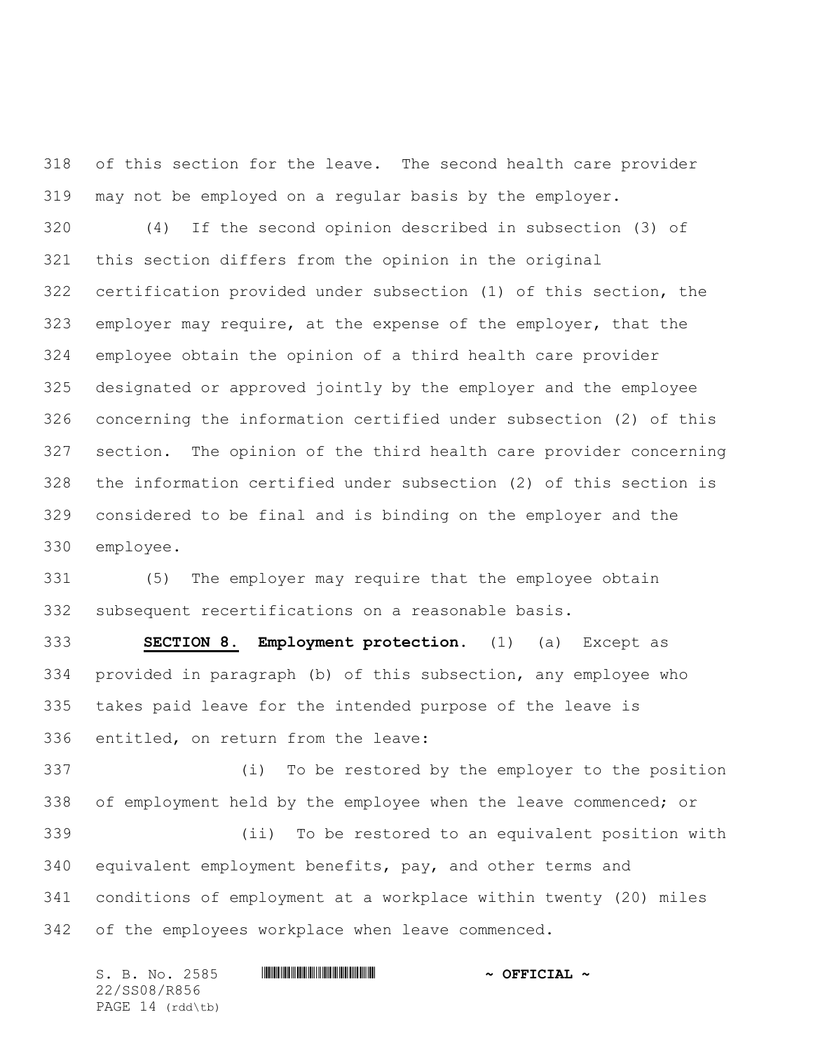of this section for the leave. The second health care provider may not be employed on a regular basis by the employer.

(4) If the second opinion described in subsection (3) of this section differs from the opinion in the original certification provided under subsection (1) of this section, the employer may require, at the expense of the employer, that the employee obtain the opinion of a third health care provider designated or approved jointly by the employer and the employee concerning the information certified under subsection (2) of this section. The opinion of the third health care provider concerning the information certified under subsection (2) of this section is considered to be final and is binding on the employer and the employee.

(5) The employer may require that the employee obtain subsequent recertifications on a reasonable basis.

**SECTION 8. Employment protection.** (1) (a) Except as provided in paragraph (b) of this subsection, any employee who takes paid leave for the intended purpose of the leave is entitled, on return from the leave:

(i) To be restored by the employer to the position of employment held by the employee when the leave commenced; or

(ii) To be restored to an equivalent position with equivalent employment benefits, pay, and other terms and conditions of employment at a workplace within twenty (20) miles of the employees workplace when leave commenced.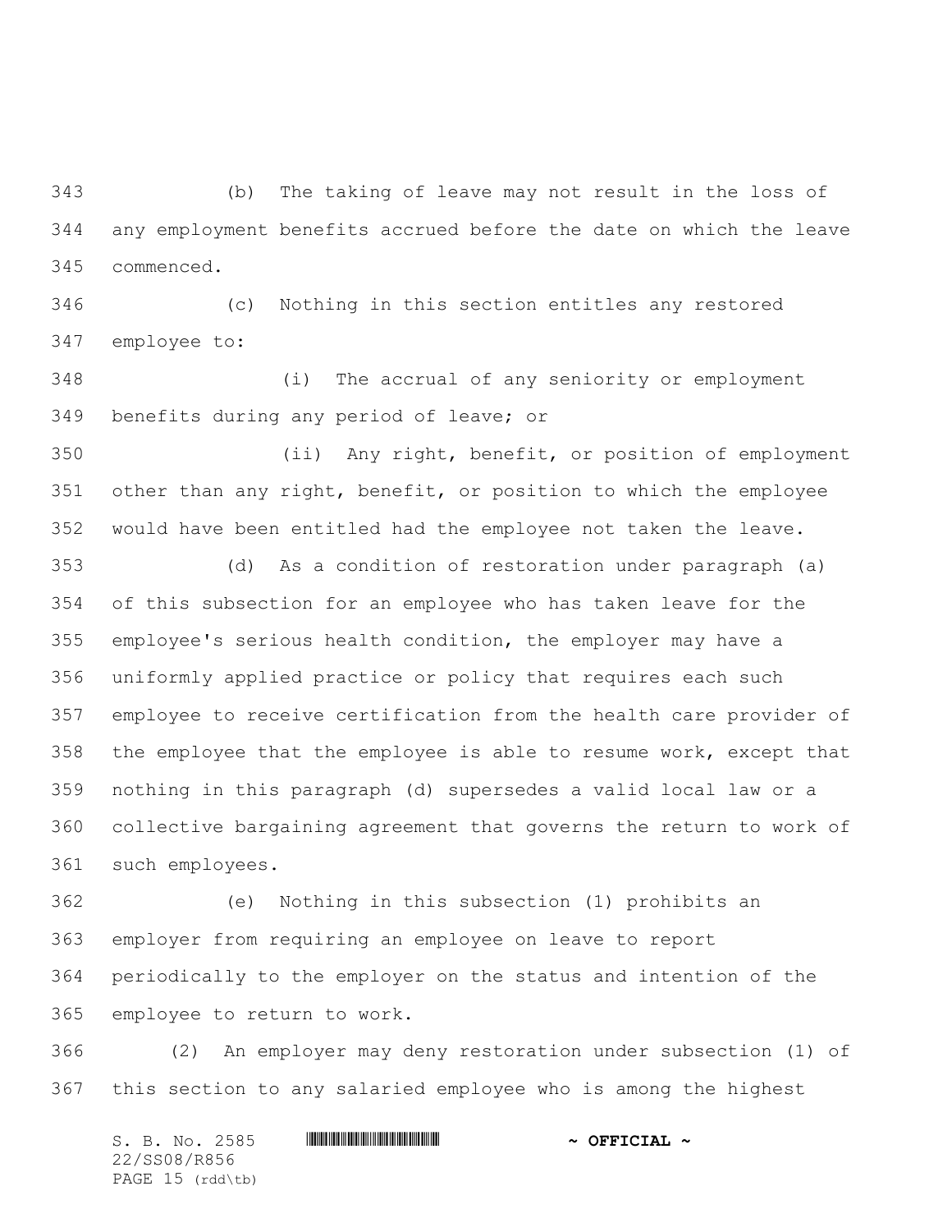(b) The taking of leave may not result in the loss of any employment benefits accrued before the date on which the leave commenced.

(c) Nothing in this section entitles any restored employee to:

(i) The accrual of any seniority or employment benefits during any period of leave; or

(ii) Any right, benefit, or position of employment other than any right, benefit, or position to which the employee would have been entitled had the employee not taken the leave.

(d) As a condition of restoration under paragraph (a) of this subsection for an employee who has taken leave for the employee's serious health condition, the employer may have a uniformly applied practice or policy that requires each such employee to receive certification from the health care provider of the employee that the employee is able to resume work, except that nothing in this paragraph (d) supersedes a valid local law or a collective bargaining agreement that governs the return to work of such employees.

(e) Nothing in this subsection (1) prohibits an employer from requiring an employee on leave to report periodically to the employer on the status and intention of the employee to return to work.

(2) An employer may deny restoration under subsection (1) of this section to any salaried employee who is among the highest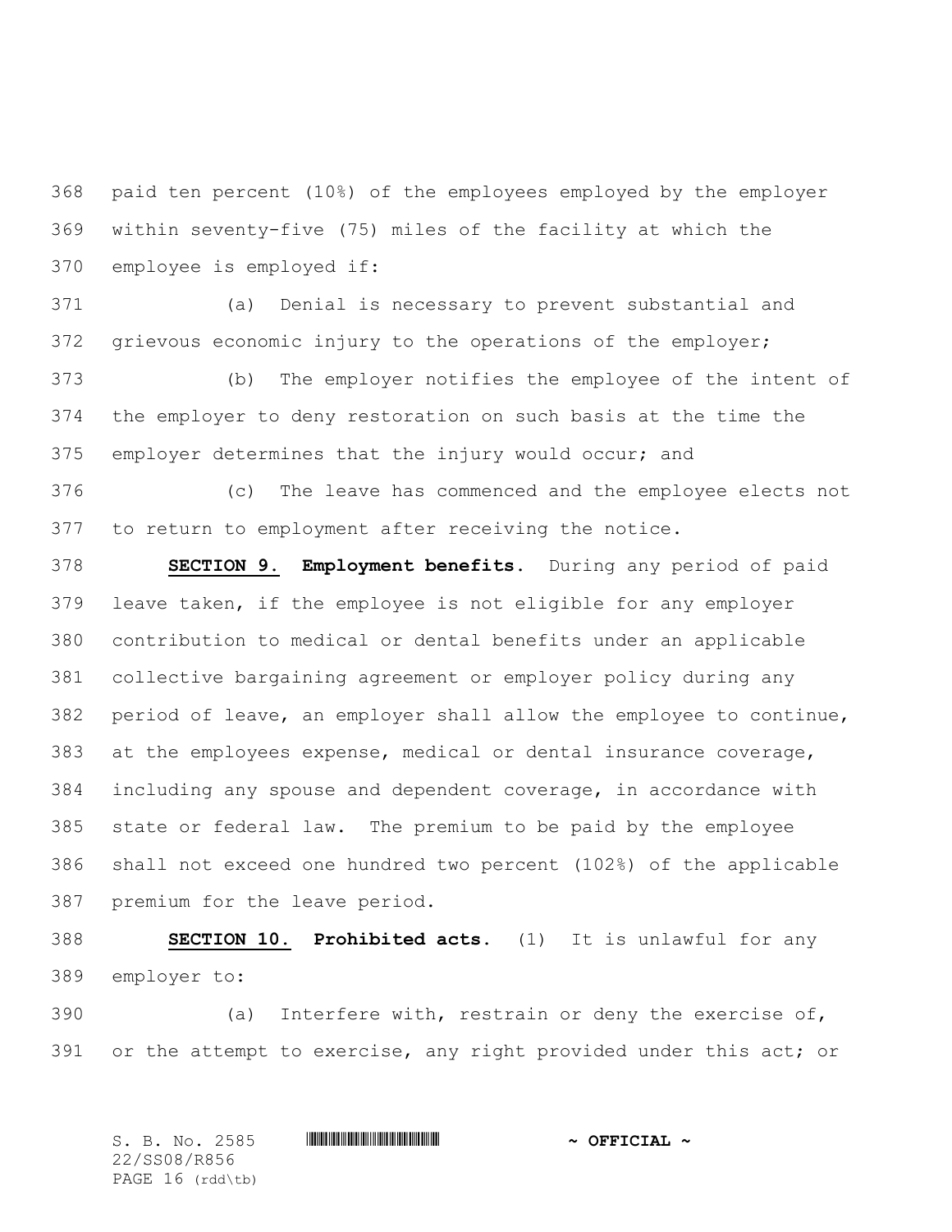paid ten percent (10%) of the employees employed by the employer within seventy-five (75) miles of the facility at which the employee is employed if:

(a) Denial is necessary to prevent substantial and grievous economic injury to the operations of the employer;

(b) The employer notifies the employee of the intent of the employer to deny restoration on such basis at the time the employer determines that the injury would occur; and

(c) The leave has commenced and the employee elects not to return to employment after receiving the notice.

**SECTION 9. Employment benefits.** During any period of paid leave taken, if the employee is not eligible for any employer contribution to medical or dental benefits under an applicable collective bargaining agreement or employer policy during any period of leave, an employer shall allow the employee to continue, at the employees expense, medical or dental insurance coverage, including any spouse and dependent coverage, in accordance with state or federal law. The premium to be paid by the employee shall not exceed one hundred two percent (102%) of the applicable premium for the leave period.

**SECTION 10. Prohibited acts.** (1) It is unlawful for any employer to:

(a) Interfere with, restrain or deny the exercise of, or the attempt to exercise, any right provided under this act; or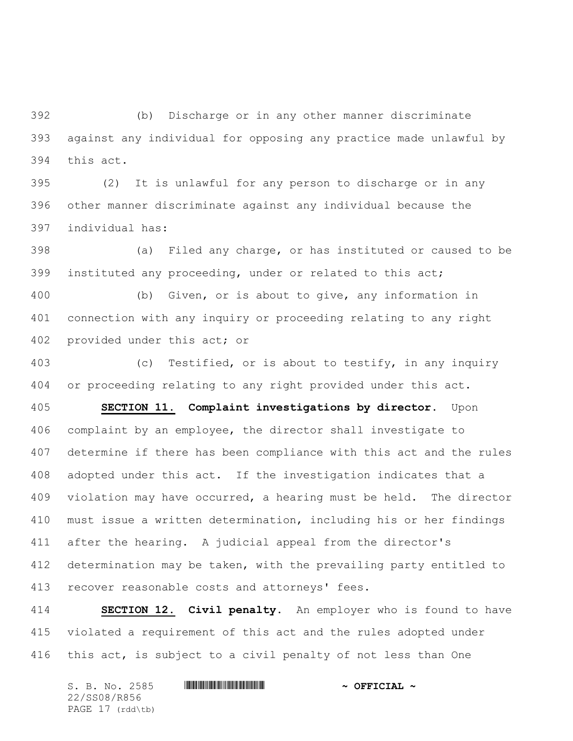(b) Discharge or in any other manner discriminate against any individual for opposing any practice made unlawful by this act.

(2) It is unlawful for any person to discharge or in any other manner discriminate against any individual because the individual has:

(a) Filed any charge, or has instituted or caused to be instituted any proceeding, under or related to this act;

(b) Given, or is about to give, any information in connection with any inquiry or proceeding relating to any right provided under this act; or

(c) Testified, or is about to testify, in any inquiry or proceeding relating to any right provided under this act.

**SECTION 11.** **Complaint investigations by director.** Upon complaint by an employee, the director shall investigate to determine if there has been compliance with this act and the rules adopted under this act. If the investigation indicates that a violation may have occurred, a hearing must be held. The director must issue a written determination, including his or her findings after the hearing. A judicial appeal from the director's determination may be taken, with the prevailing party entitled to recover reasonable costs and attorneys' fees.

**SECTION 12.** **Civil penalty.** An employer who is found to have violated a requirement of this act and the rules adopted under this act, is subject to a civil penalty of not less than One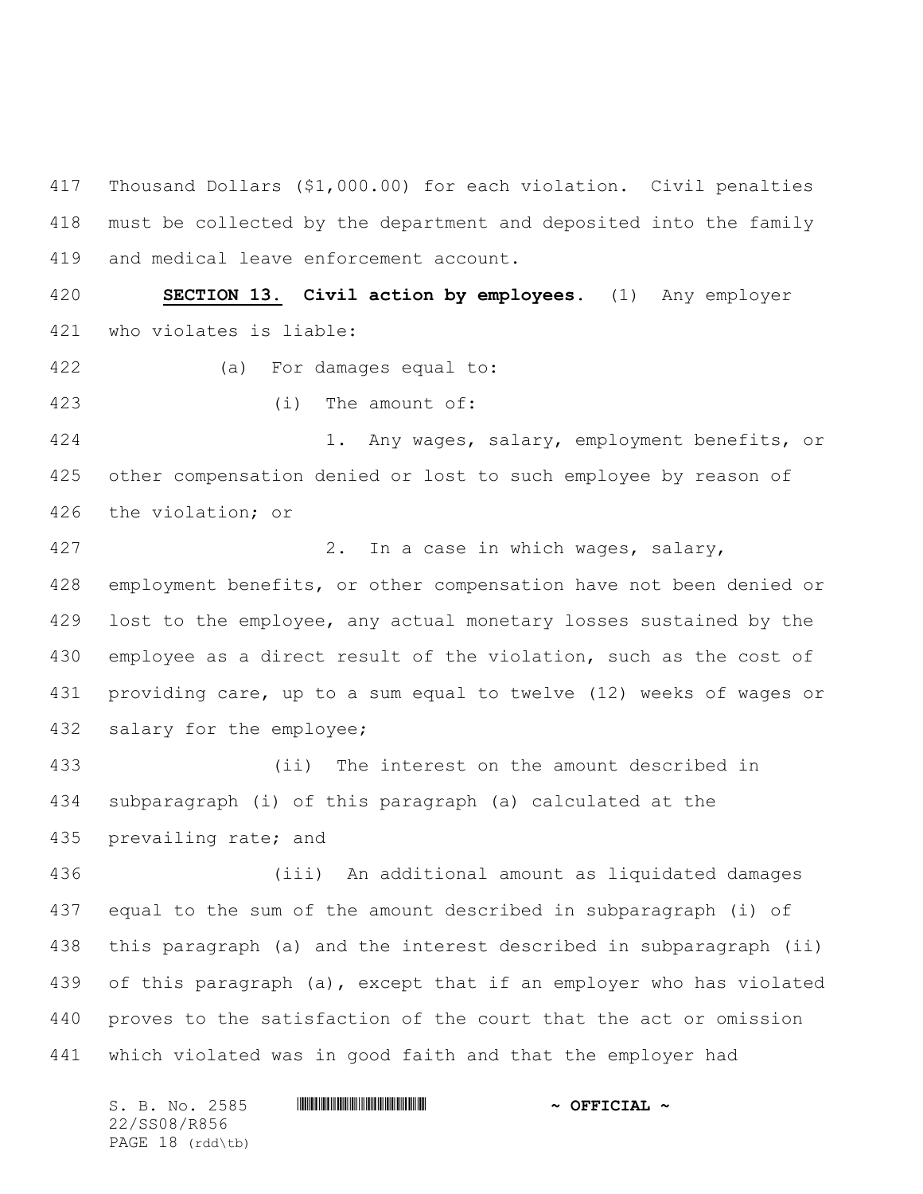Thousand Dollars ($1,000.00) for each violation. Civil penalties must be collected by the department and deposited into the family and medical leave enforcement account.

**SECTION 13.** **Civil action by employees.** (1) Any employer who violates is liable:

(a) For damages equal to:

(i) The amount of:

1. Any wages, salary, employment benefits, or other compensation denied or lost to such employee by reason of the violation; or

2. In a case in which wages, salary, employment benefits, or other compensation have not been denied or lost to the employee, any actual monetary losses sustained by the employee as a direct result of the violation, such as the cost of providing care, up to a sum equal to twelve (12) weeks of wages or salary for the employee;

(ii) The interest on the amount described in subparagraph (i) of this paragraph (a) calculated at the prevailing rate; and

(iii) An additional amount as liquidated damages equal to the sum of the amount described in subparagraph (i) of this paragraph (a) and the interest described in subparagraph (ii) of this paragraph (a), except that if an employer who has violated proves to the satisfaction of the court that the act or omission which violated was in good faith and that the employer had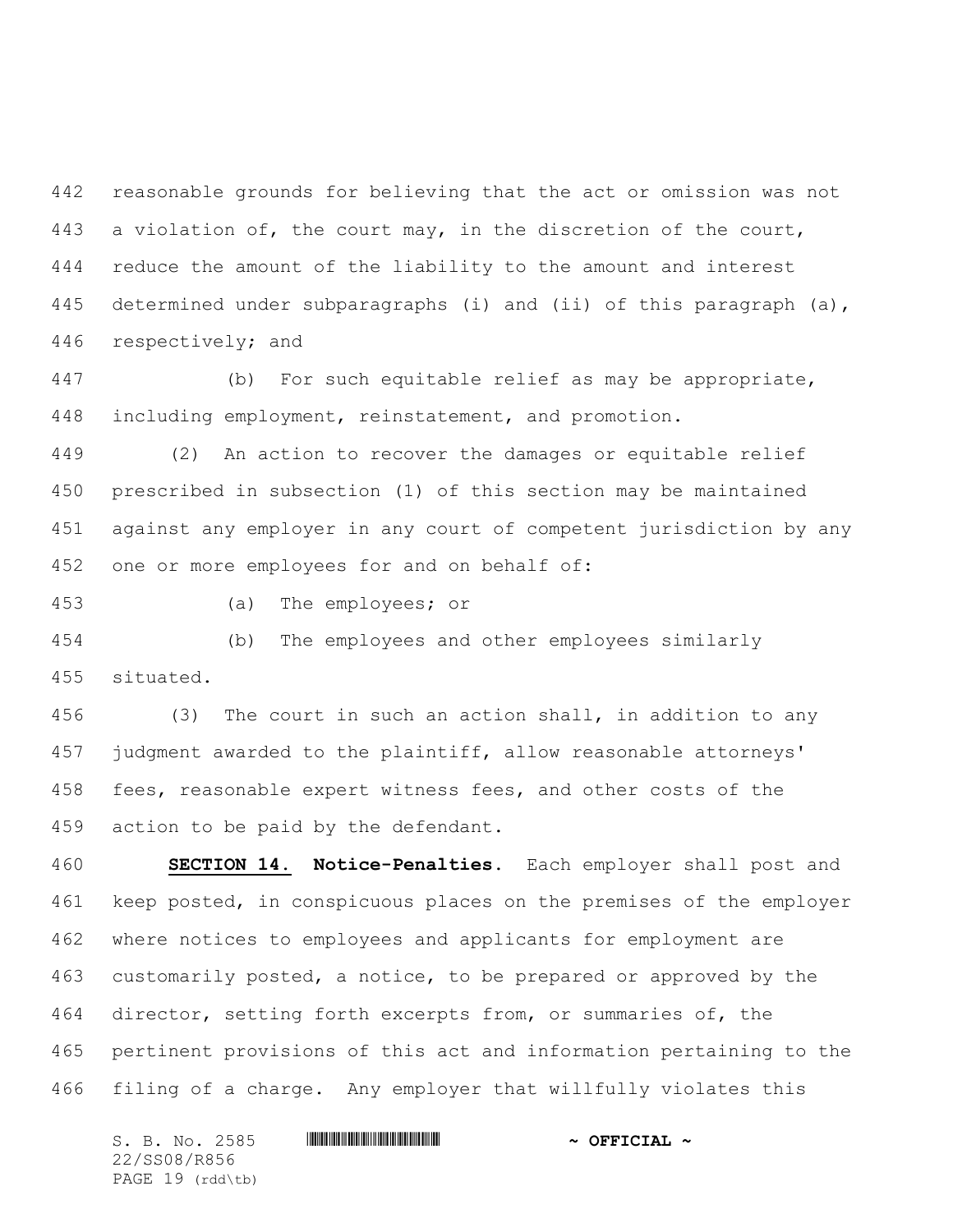reasonable grounds for believing that the act or omission was not a violation of, the court may, in the discretion of the court, reduce the amount of the liability to the amount and interest determined under subparagraphs (i) and (ii) of this paragraph (a), respectively; and

(b) For such equitable relief as may be appropriate, including employment, reinstatement, and promotion.

(2) An action to recover the damages or equitable relief prescribed in subsection (1) of this section may be maintained against any employer in any court of competent jurisdiction by any one or more employees for and on behalf of:

(a) The employees; or

(b) The employees and other employees similarly situated.

(3) The court in such an action shall, in addition to any judgment awarded to the plaintiff, allow reasonable attorneys' fees, reasonable expert witness fees, and other costs of the action to be paid by the defendant.

**SECTION 14. Notice-Penalties.** Each employer shall post and keep posted, in conspicuous places on the premises of the employer where notices to employees and applicants for employment are customarily posted, a notice, to be prepared or approved by the director, setting forth excerpts from, or summaries of, the pertinent provisions of this act and information pertaining to the filing of a charge. Any employer that willfully violates this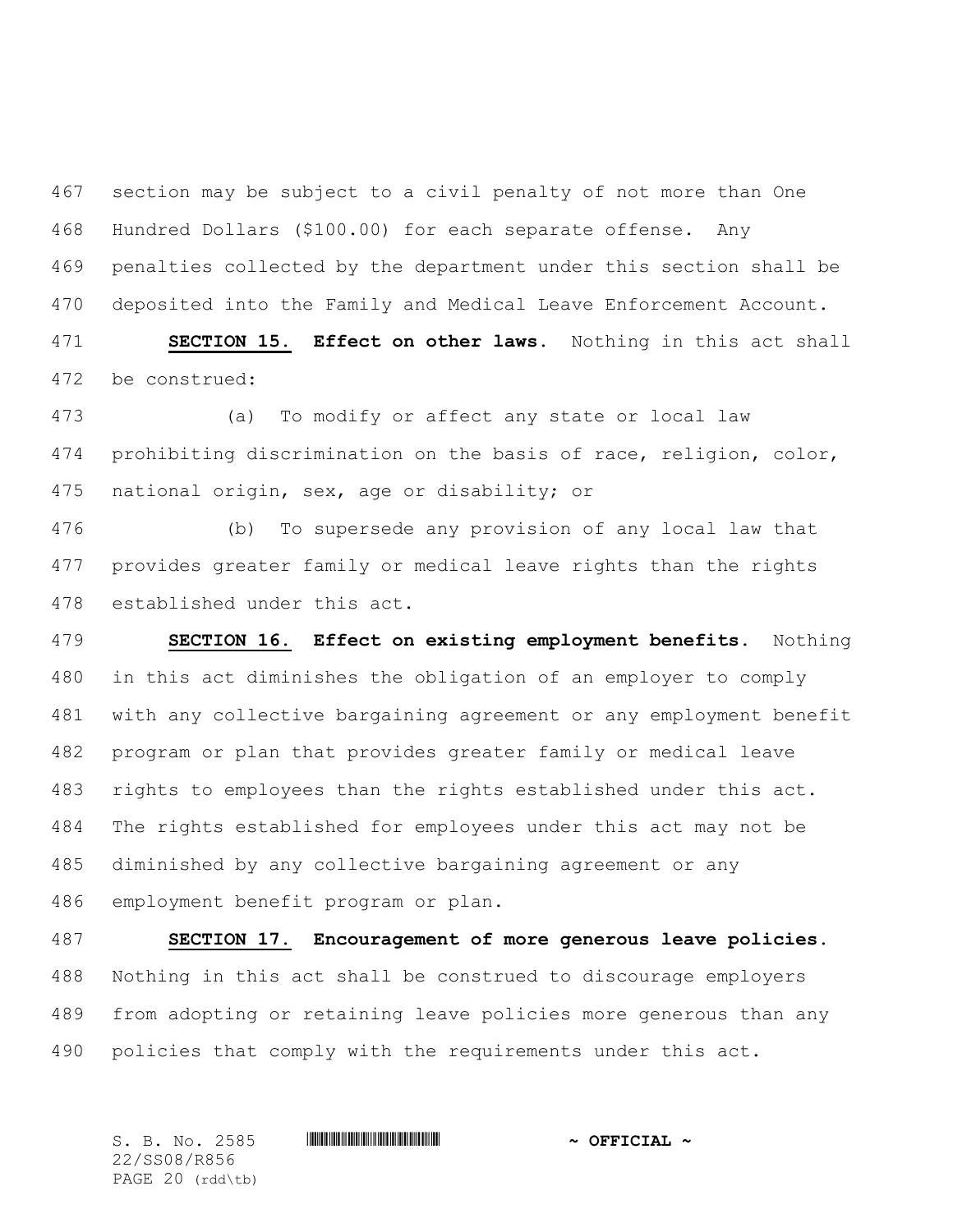section may be subject to a civil penalty of not more than One Hundred Dollars ($100.00) for each separate offense. Any penalties collected by the department under this section shall be deposited into the Family and Medical Leave Enforcement Account.

**SECTION 15.** **Effect on other laws.** Nothing in this act shall be construed:

(a) To modify or affect any state or local law prohibiting discrimination on the basis of race, religion, color, national origin, sex, age or disability; or

(b) To supersede any provision of any local law that provides greater family or medical leave rights than the rights established under this act.

**SECTION 16.** **Effect on existing employment benefits.** Nothing in this act diminishes the obligation of an employer to comply with any collective bargaining agreement or any employment benefit program or plan that provides greater family or medical leave rights to employees than the rights established under this act. The rights established for employees under this act may not be diminished by any collective bargaining agreement or any employment benefit program or plan.

**SECTION 17.** **Encouragement of more generous leave policies.** Nothing in this act shall be construed to discourage employers from adopting or retaining leave policies more generous than any policies that comply with the requirements under this act.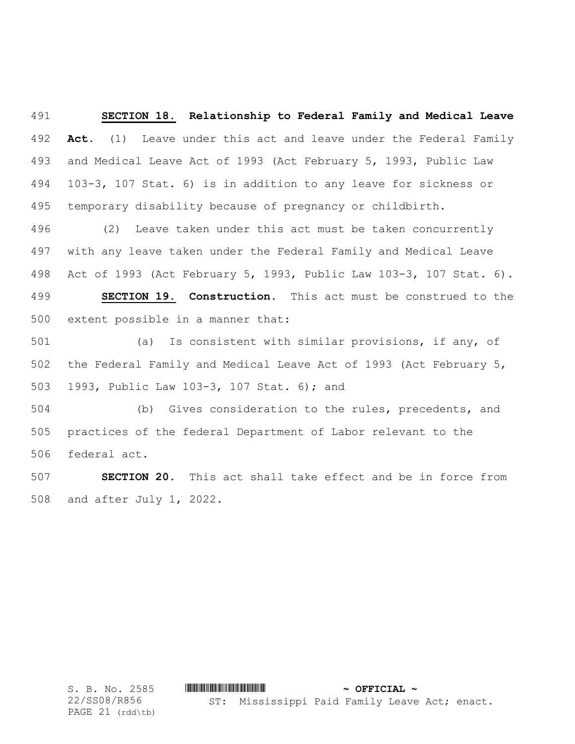**SECTION 18. Relationship to Federal Family and Medical Leave Act.** (1) Leave under this act and leave under the Federal Family and Medical Leave Act of 1993 (Act February 5, 1993, Public Law 103-3, 107 Stat. 6) is in addition to any leave for sickness or temporary disability because of pregnancy or childbirth.

(2) Leave taken under this act must be taken concurrently with any leave taken under the Federal Family and Medical Leave Act of 1993 (Act February 5, 1993, Public Law 103-3, 107 Stat. 6).

**SECTION 19. Construction.** This act must be construed to the extent possible in a manner that:

(a) Is consistent with similar provisions, if any, of the Federal Family and Medical Leave Act of 1993 (Act February 5, 1993, Public Law 103-3, 107 Stat. 6); and

(b) Gives consideration to the rules, precedents, and practices of the federal Department of Labor relevant to the federal act.

**SECTION 20.** This act shall take effect and be in force from and after July 1, 2022.